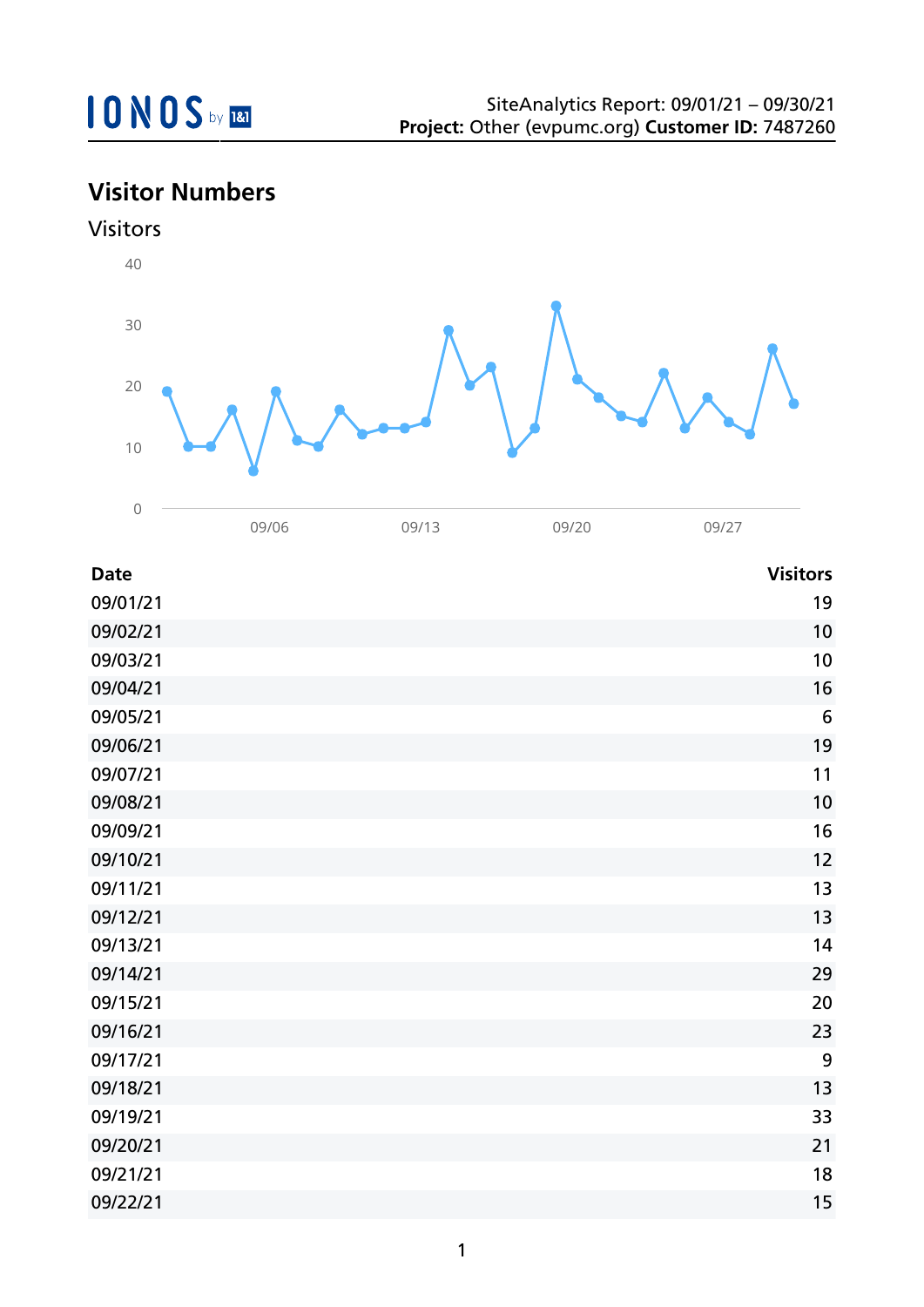IONOS by 1&1

SiteAnalytics Report: 09/01/21 – 09/30/21
**Project:** Other (evpumc.org) **Customer ID:** 7487260

## Visitor Numbers

### Visitors

| Date | Visitors |
|---|---|
| 09/01/21 | 19 |
| 09/02/21 | 10 |
| 09/03/21 | 10 |
| 09/04/21 | 16 |
| 09/05/21 | 6 |
| 09/06/21 | 19 |
| 09/07/21 | 11 |
| 09/08/21 | 10 |
| 09/09/21 | 16 |
| 09/10/21 | 12 |
| 09/11/21 | 13 |
| 09/12/21 | 13 |
| 09/13/21 | 14 |
| 09/14/21 | 29 |
| 09/15/21 | 20 |
| 09/16/21 | 23 |
| 09/17/21 | 9 |
| 09/18/21 | 13 |
| 09/19/21 | 33 |
| 09/20/21 | 21 |
| 09/21/21 | 18 |
| 09/22/21 | 15 |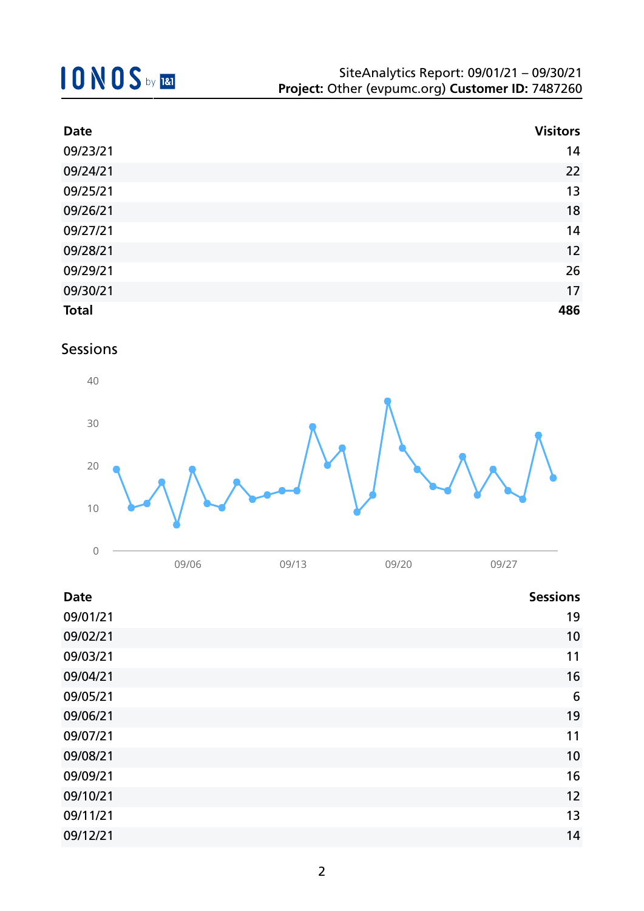| Date | Visitors |
|---|---|
| 09/23/21 | 14 |
| 09/24/21 | 22 |
| 09/25/21 | 13 |
| 09/26/21 | 18 |
| 09/27/21 | 14 |
| 09/28/21 | 12 |
| 09/29/21 | 26 |
| 09/30/21 | 17 |
| **Total** | **486** |

## Sessions

| Date | Sessions |
|---|---|
| 09/01/21 | 19 |
| 09/02/21 | 10 |
| 09/03/21 | 11 |
| 09/04/21 | 16 |
| 09/05/21 | 6 |
| 09/06/21 | 19 |
| 09/07/21 | 11 |
| 09/08/21 | 10 |
| 09/09/21 | 16 |
| 09/10/21 | 12 |
| 09/11/21 | 13 |
| 09/12/21 | 14 |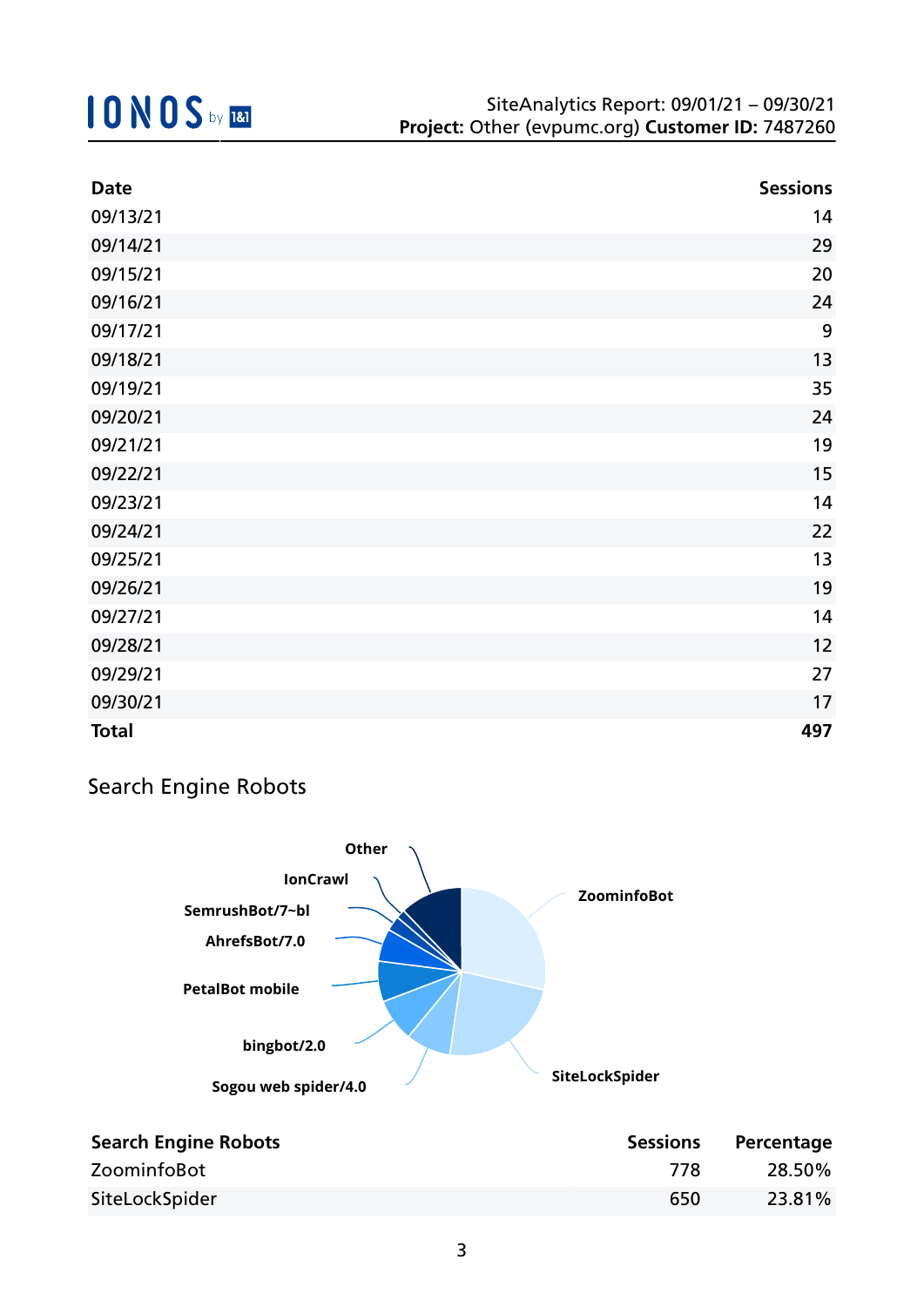| Date | Sessions |
|---|---|
| 09/13/21 | 14 |
| 09/14/21 | 29 |
| 09/15/21 | 20 |
| 09/16/21 | 24 |
| 09/17/21 | 9 |
| 09/18/21 | 13 |
| 09/19/21 | 35 |
| 09/20/21 | 24 |
| 09/21/21 | 19 |
| 09/22/21 | 15 |
| 09/23/21 | 14 |
| 09/24/21 | 22 |
| 09/25/21 | 13 |
| 09/26/21 | 19 |
| 09/27/21 | 14 |
| 09/28/21 | 12 |
| 09/29/21 | 27 |
| 09/30/21 | 17 |
| **Total** | **497** |

## Search Engine Robots

Other, IonCrawl, SemrushBot/7~bl, AhrefsBot/7.0, PetalBot mobile, bingbot/2.0, Sogou web spider/4.0, SiteLockSpider, ZoominfoBot

| Search Engine Robots | Sessions | Percentage |
|---|---|---|
| ZoominfoBot | 778 | 28.50% |
| SiteLockSpider | 650 | 23.81% |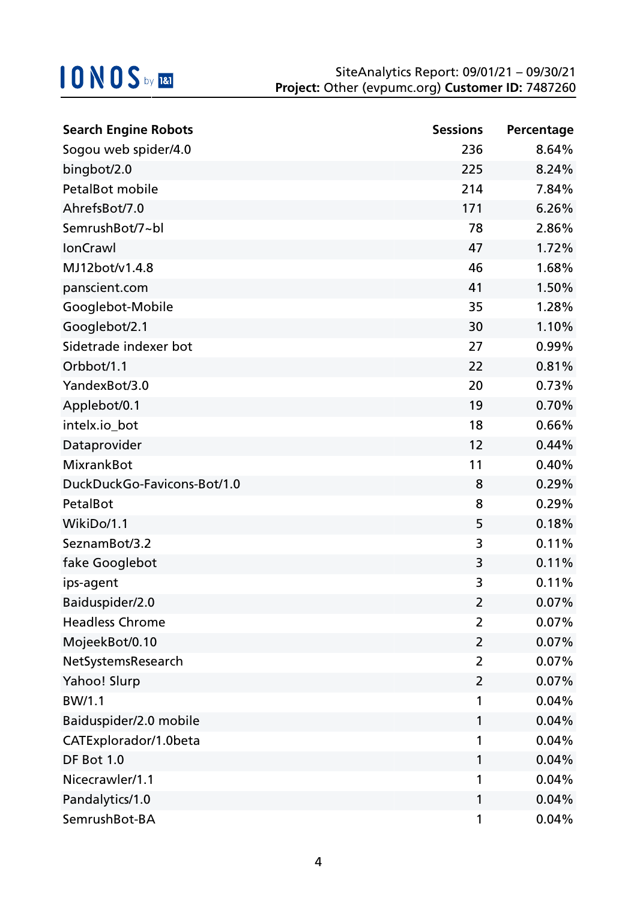| Search Engine Robots | Sessions | Percentage |
|---|---|---|
| Sogou web spider/4.0 | 236 | 8.64% |
| bingbot/2.0 | 225 | 8.24% |
| PetalBot mobile | 214 | 7.84% |
| AhrefsBot/7.0 | 171 | 6.26% |
| SemrushBot/7~bl | 78 | 2.86% |
| IonCrawl | 47 | 1.72% |
| MJ12bot/v1.4.8 | 46 | 1.68% |
| panscient.com | 41 | 1.50% |
| Googlebot-Mobile | 35 | 1.28% |
| Googlebot/2.1 | 30 | 1.10% |
| Sidetrade indexer bot | 27 | 0.99% |
| Orbbot/1.1 | 22 | 0.81% |
| YandexBot/3.0 | 20 | 0.73% |
| Applebot/0.1 | 19 | 0.70% |
| intelx.io_bot | 18 | 0.66% |
| Dataprovider | 12 | 0.44% |
| MixrankBot | 11 | 0.40% |
| DuckDuckGo-Favicons-Bot/1.0 | 8 | 0.29% |
| PetalBot | 8 | 0.29% |
| WikiDo/1.1 | 5 | 0.18% |
| SeznamBot/3.2 | 3 | 0.11% |
| fake Googlebot | 3 | 0.11% |
| ips-agent | 3 | 0.11% |
| Baiduspider/2.0 | 2 | 0.07% |
| Headless Chrome | 2 | 0.07% |
| MojeekBot/0.10 | 2 | 0.07% |
| NetSystemsResearch | 2 | 0.07% |
| Yahoo! Slurp | 2 | 0.07% |
| BW/1.1 | 1 | 0.04% |
| Baiduspider/2.0 mobile | 1 | 0.04% |
| CATExplorador/1.0beta | 1 | 0.04% |
| DF Bot 1.0 | 1 | 0.04% |
| Nicecrawler/1.1 | 1 | 0.04% |
| Pandalytics/1.0 | 1 | 0.04% |
| SemrushBot-BA | 1 | 0.04% |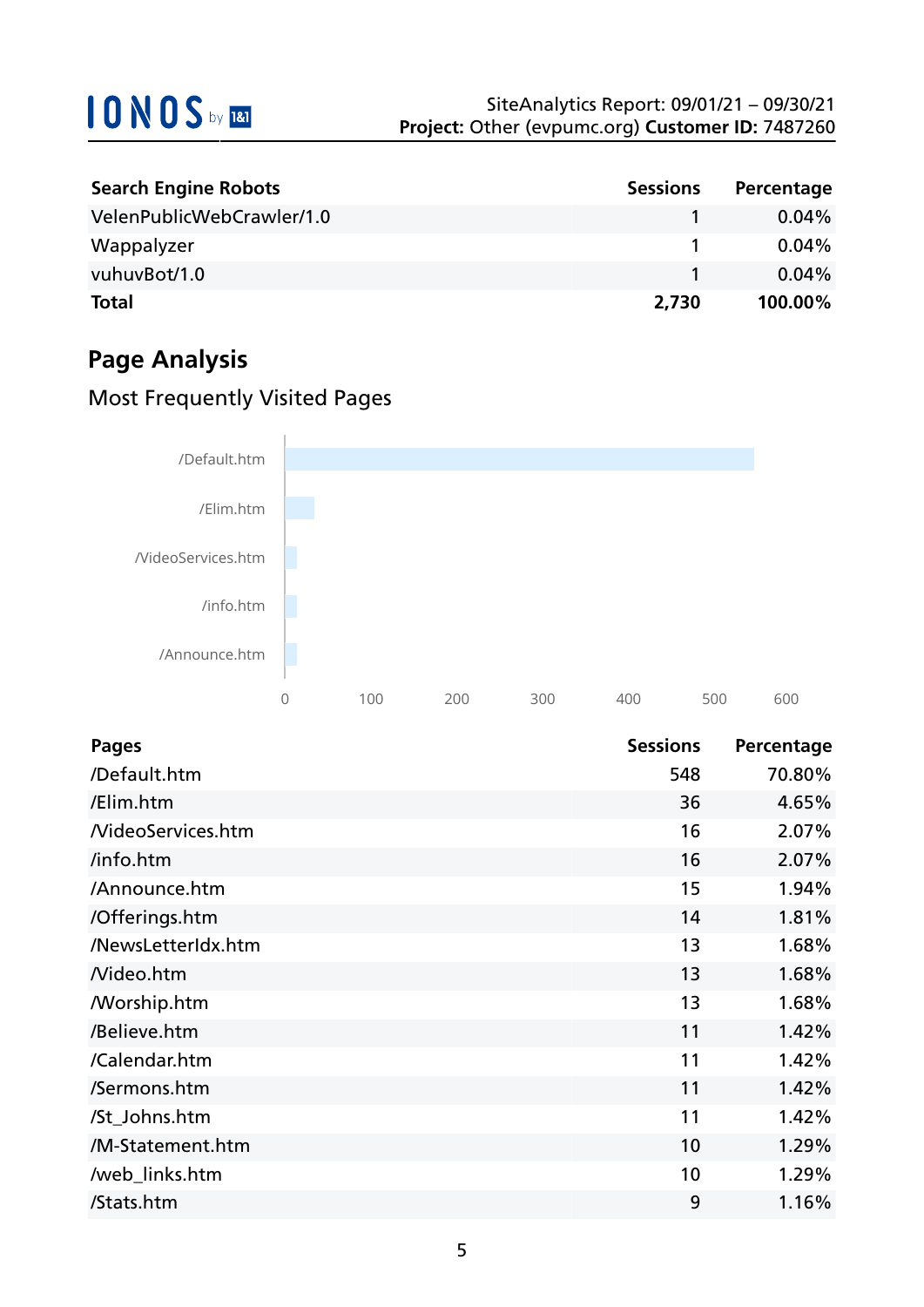| Search Engine Robots | Sessions | Percentage |
|---|---|---|
| VelenPublicWebCrawler/1.0 | 1 | 0.04% |
| Wappalyzer | 1 | 0.04% |
| vuhuvBot/1.0 | 1 | 0.04% |
| **Total** | **2,730** | **100.00%** |

## Page Analysis

### Most Frequently Visited Pages

| Pages | Sessions | Percentage |
|---|---|---|
| /Default.htm | 548 | 70.80% |
| /Elim.htm | 36 | 4.65% |
| /VideoServices.htm | 16 | 2.07% |
| /info.htm | 16 | 2.07% |
| /Announce.htm | 15 | 1.94% |
| /Offerings.htm | 14 | 1.81% |
| /NewsLetterIdx.htm | 13 | 1.68% |
| /Video.htm | 13 | 1.68% |
| /Worship.htm | 13 | 1.68% |
| /Believe.htm | 11 | 1.42% |
| /Calendar.htm | 11 | 1.42% |
| /Sermons.htm | 11 | 1.42% |
| /St_Johns.htm | 11 | 1.42% |
| /M-Statement.htm | 10 | 1.29% |
| /web_links.htm | 10 | 1.29% |
| /Stats.htm | 9 | 1.16% |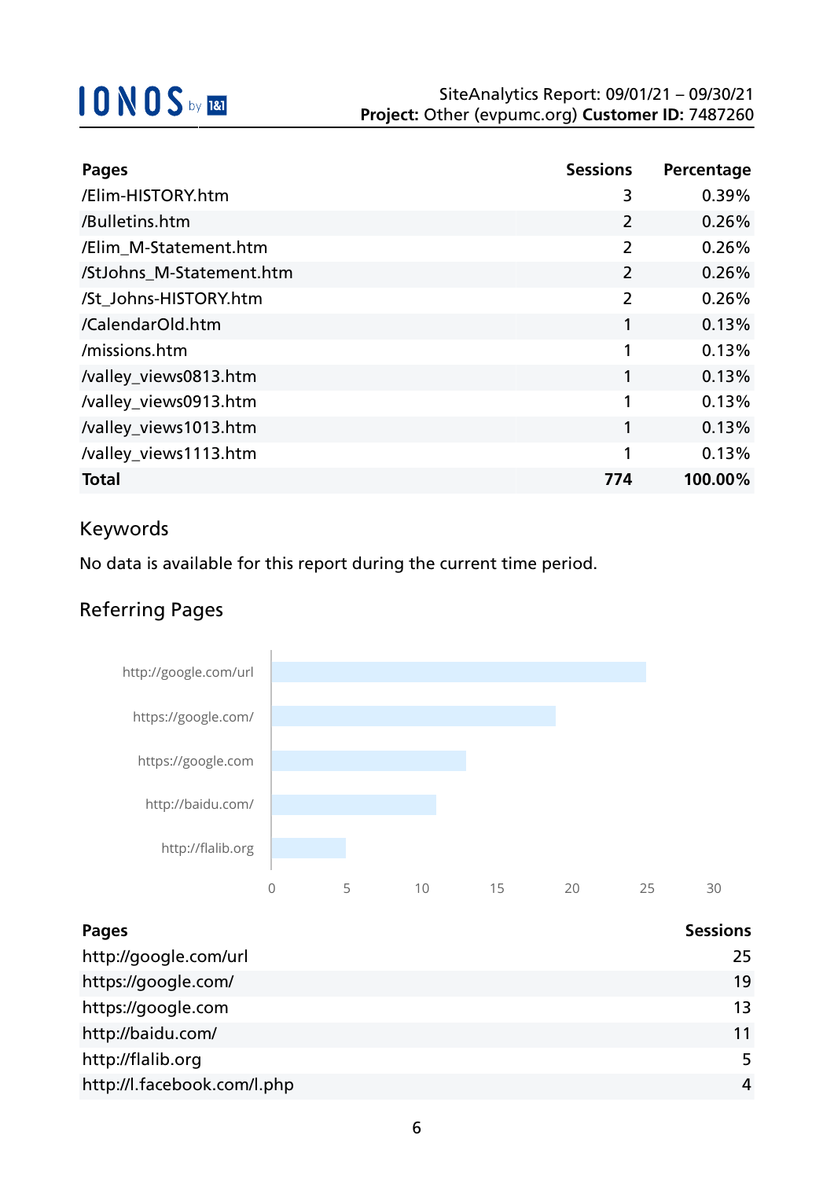| Pages | Sessions | Percentage |
|---|---|---|
| /Elim-HISTORY.htm | 3 | 0.39% |
| /Bulletins.htm | 2 | 0.26% |
| /Elim_M-Statement.htm | 2 | 0.26% |
| /StJohns_M-Statement.htm | 2 | 0.26% |
| /St_Johns-HISTORY.htm | 2 | 0.26% |
| /CalendarOld.htm | 1 | 0.13% |
| /missions.htm | 1 | 0.13% |
| /valley_views0813.htm | 1 | 0.13% |
| /valley_views0913.htm | 1 | 0.13% |
| /valley_views1013.htm | 1 | 0.13% |
| /valley_views1113.htm | 1 | 0.13% |
| **Total** | **774** | **100.00%** |

## Keywords

No data is available for this report during the current time period.

## Referring Pages

| Pages | Sessions |
|---|---|
| http://google.com/url | 25 |
| https://google.com/ | 19 |
| https://google.com | 13 |
| http://baidu.com/ | 11 |
| http://flalib.org | 5 |
| http://l.facebook.com/l.php | 4 |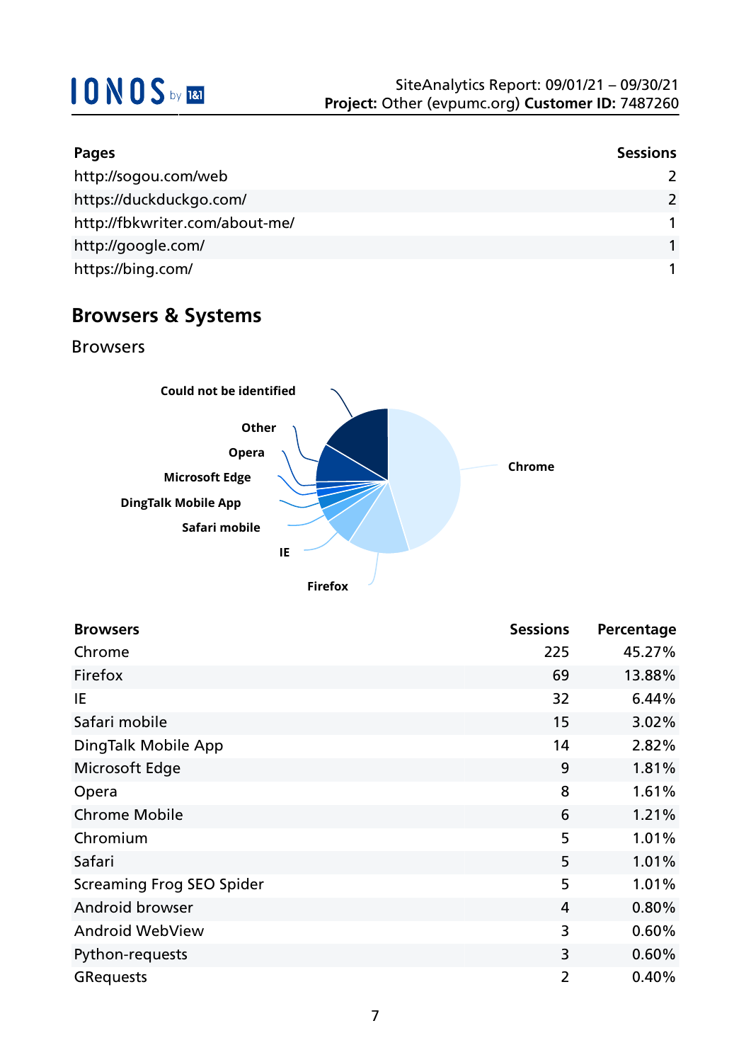| Pages | Sessions |
|---|---|
| http://sogou.com/web | 2 |
| https://duckduckgo.com/ | 2 |
| http://fbkwriter.com/about-me/ | 1 |
| http://google.com/ | 1 |
| https://bing.com/ | 1 |

## Browsers & Systems

### Browsers

| Browsers | Sessions | Percentage |
|---|---|---|
| Chrome | 225 | 45.27% |
| Firefox | 69 | 13.88% |
| IE | 32 | 6.44% |
| Safari mobile | 15 | 3.02% |
| DingTalk Mobile App | 14 | 2.82% |
| Microsoft Edge | 9 | 1.81% |
| Opera | 8 | 1.61% |
| Chrome Mobile | 6 | 1.21% |
| Chromium | 5 | 1.01% |
| Safari | 5 | 1.01% |
| Screaming Frog SEO Spider | 5 | 1.01% |
| Android browser | 4 | 0.80% |
| Android WebView | 3 | 0.60% |
| Python-requests | 3 | 0.60% |
| GRequests | 2 | 0.40% |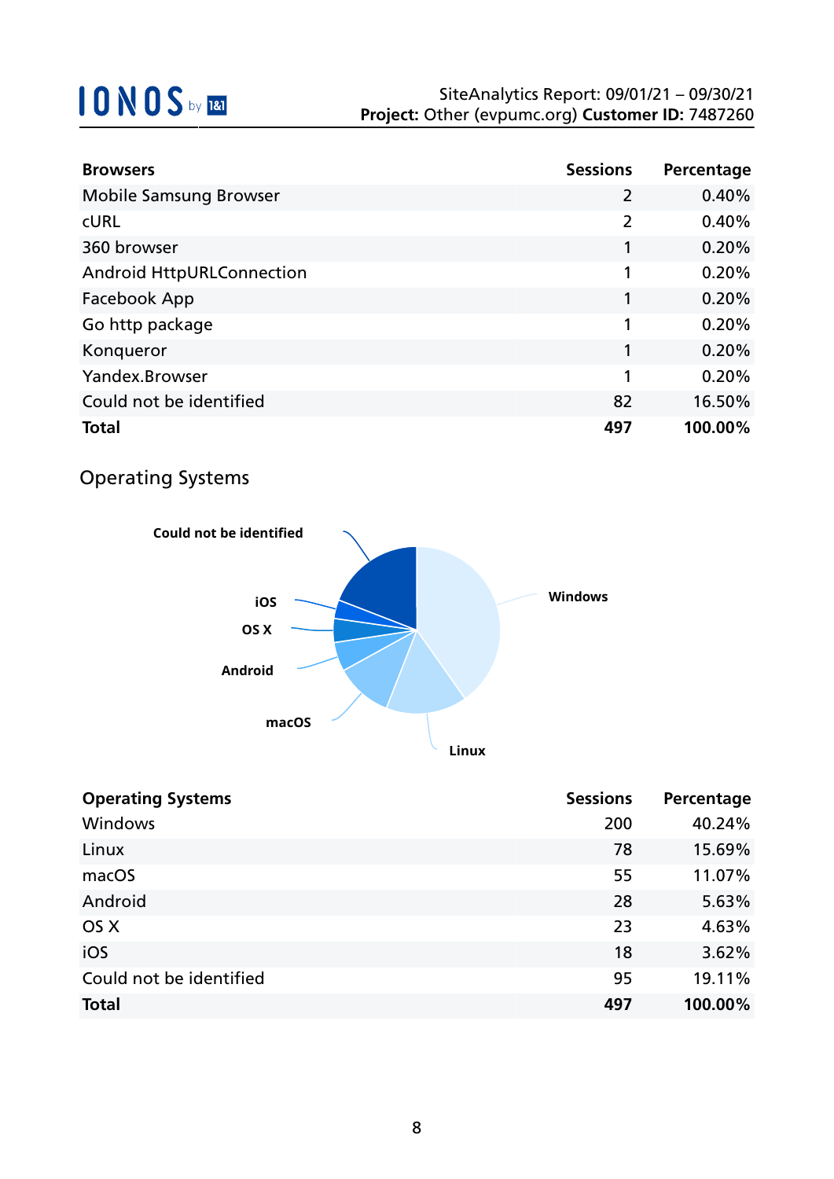| Browsers | Sessions | Percentage |
|---|---|---|
| Mobile Samsung Browser | 2 | 0.40% |
| cURL | 2 | 0.40% |
| 360 browser | 1 | 0.20% |
| Android HttpURLConnection | 1 | 0.20% |
| Facebook App | 1 | 0.20% |
| Go http package | 1 | 0.20% |
| Konqueror | 1 | 0.20% |
| Yandex.Browser | 1 | 0.20% |
| Could not be identified | 82 | 16.50% |
| **Total** | **497** | **100.00%** |

## Operating Systems

| Operating Systems | Sessions | Percentage |
|---|---|---|
| Windows | 200 | 40.24% |
| Linux | 78 | 15.69% |
| macOS | 55 | 11.07% |
| Android | 28 | 5.63% |
| OS X | 23 | 4.63% |
| iOS | 18 | 3.62% |
| Could not be identified | 95 | 19.11% |
| **Total** | **497** | **100.00%** |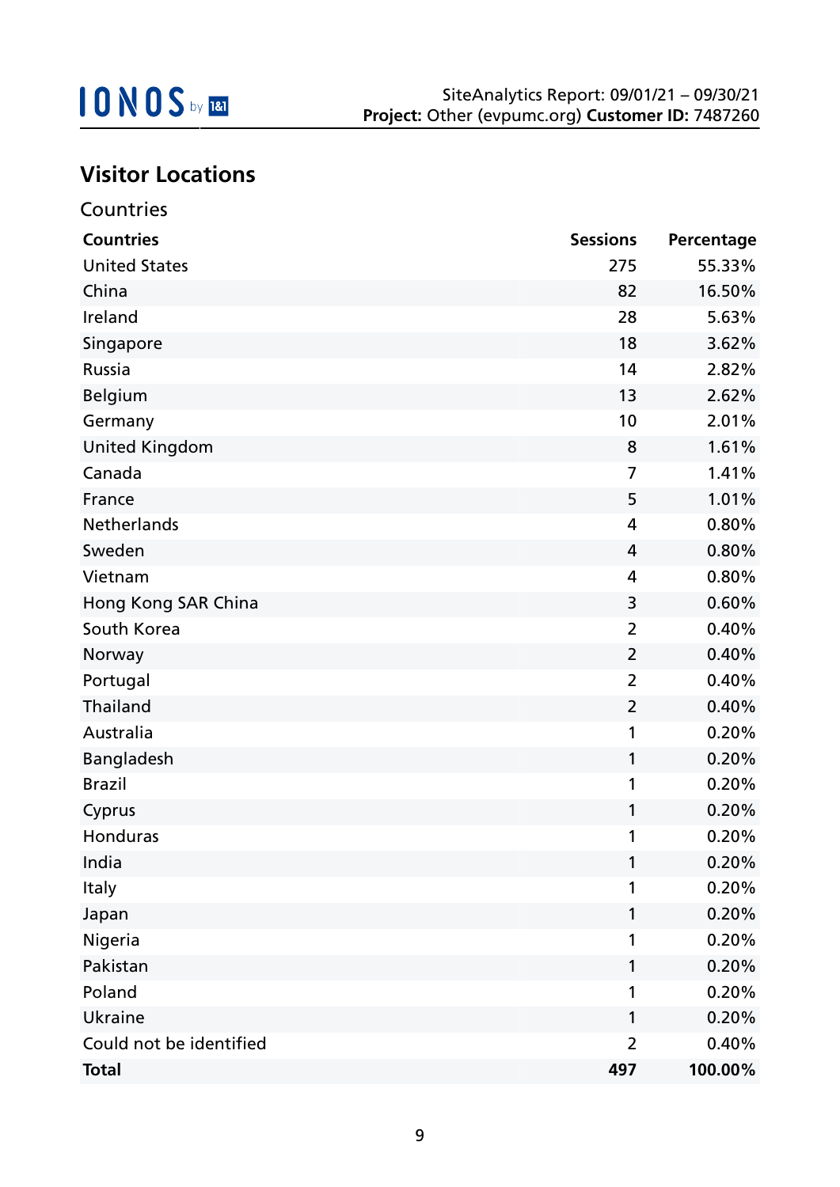## Visitor Locations

### Countries

| Countries | Sessions | Percentage |
|---|---|---|
| United States | 275 | 55.33% |
| China | 82 | 16.50% |
| Ireland | 28 | 5.63% |
| Singapore | 18 | 3.62% |
| Russia | 14 | 2.82% |
| Belgium | 13 | 2.62% |
| Germany | 10 | 2.01% |
| United Kingdom | 8 | 1.61% |
| Canada | 7 | 1.41% |
| France | 5 | 1.01% |
| Netherlands | 4 | 0.80% |
| Sweden | 4 | 0.80% |
| Vietnam | 4 | 0.80% |
| Hong Kong SAR China | 3 | 0.60% |
| South Korea | 2 | 0.40% |
| Norway | 2 | 0.40% |
| Portugal | 2 | 0.40% |
| Thailand | 2 | 0.40% |
| Australia | 1 | 0.20% |
| Bangladesh | 1 | 0.20% |
| Brazil | 1 | 0.20% |
| Cyprus | 1 | 0.20% |
| Honduras | 1 | 0.20% |
| India | 1 | 0.20% |
| Italy | 1 | 0.20% |
| Japan | 1 | 0.20% |
| Nigeria | 1 | 0.20% |
| Pakistan | 1 | 0.20% |
| Poland | 1 | 0.20% |
| Ukraine | 1 | 0.20% |
| Could not be identified | 2 | 0.40% |
| **Total** | **497** | **100.00%** |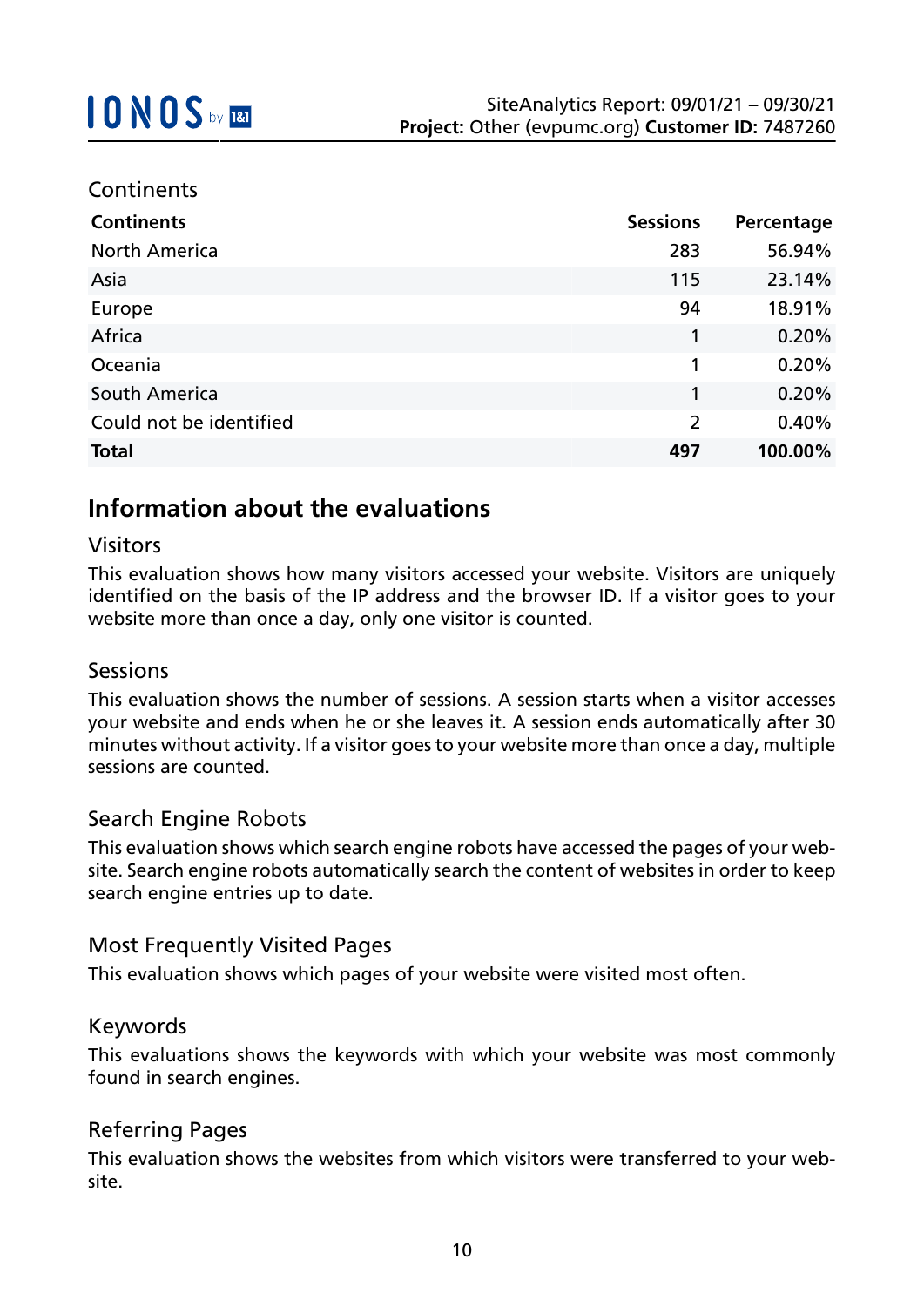## Continents

| Continents | Sessions | Percentage |
|---|---|---|
| North America | 283 | 56.94% |
| Asia | 115 | 23.14% |
| Europe | 94 | 18.91% |
| Africa | 1 | 0.20% |
| Oceania | 1 | 0.20% |
| South America | 1 | 0.20% |
| Could not be identified | 2 | 0.40% |
| **Total** | **497** | **100.00%** |

# Information about the evaluations

### Visitors

This evaluation shows how many visitors accessed your website. Visitors are uniquely identified on the basis of the IP address and the browser ID. If a visitor goes to your website more than once a day, only one visitor is counted.

### Sessions

This evaluation shows the number of sessions. A session starts when a visitor accesses your website and ends when he or she leaves it. A session ends automatically after 30 minutes without activity. If a visitor goes to your website more than once a day, multiple sessions are counted.

### Search Engine Robots

This evaluation shows which search engine robots have accessed the pages of your website. Search engine robots automatically search the content of websites in order to keep search engine entries up to date.

### Most Frequently Visited Pages

This evaluation shows which pages of your website were visited most often.

### Keywords

This evaluations shows the keywords with which your website was most commonly found in search engines.

### Referring Pages

This evaluation shows the websites from which visitors were transferred to your website.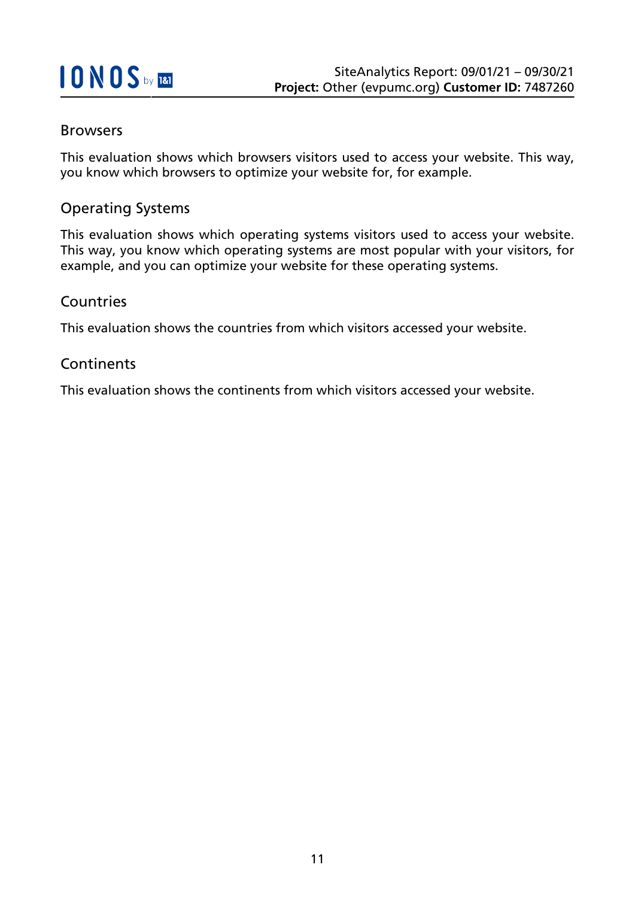## Browsers

This evaluation shows which browsers visitors used to access your website. This way, you know which browsers to optimize your website for, for example.

## Operating Systems

This evaluation shows which operating systems visitors used to access your website. This way, you know which operating systems are most popular with your visitors, for example, and you can optimize your website for these operating systems.

## Countries

This evaluation shows the countries from which visitors accessed your website.

## Continents

This evaluation shows the continents from which visitors accessed your website.